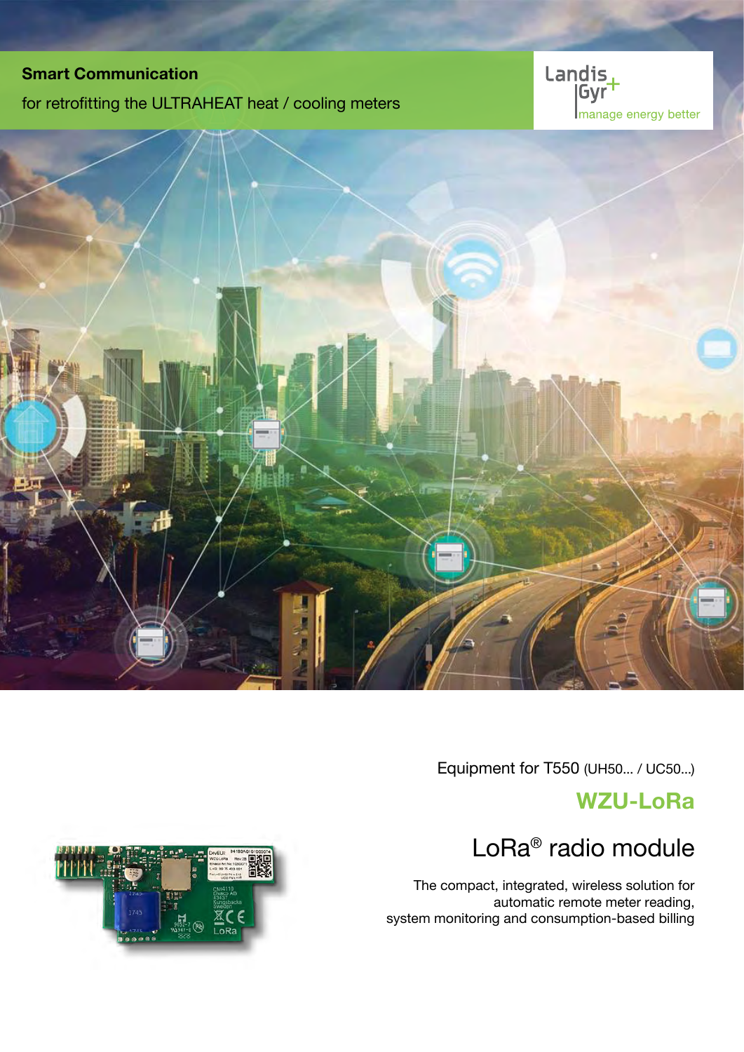**Smart Communication**

for retrofitting the ULTRAHEAT heat / cooling meters

Landis+Gyr
manage energy better

Equipment for T550 (UH50... / UC50...)

# WZU-LoRa

## LoRa® radio module

The compact, integrated, wireless solution for automatic remote meter reading, system monitoring and consumption-based billing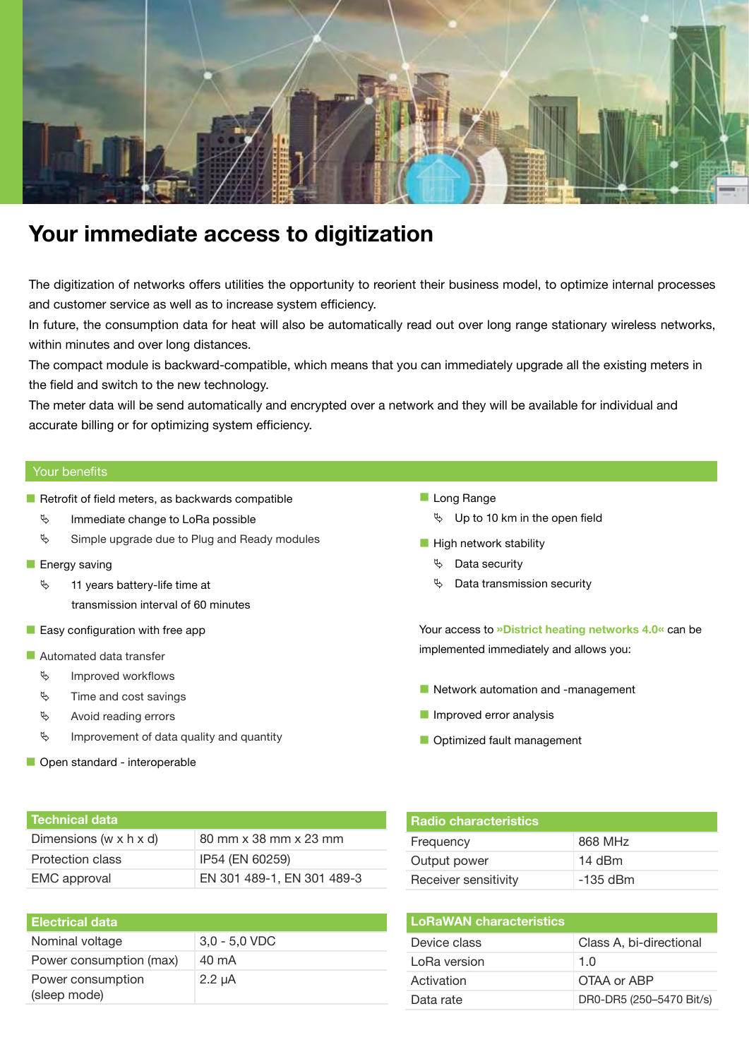# Your immediate access to digitization

The digitization of networks offers utilities the opportunity to reorient their business model, to optimize internal processes and customer service as well as to increase system efficiency.
In future, the consumption data for heat will also be automatically read out over long range stationary wireless networks, within minutes and over long distances.
The compact module is backward-compatible, which means that you can immediately upgrade all the existing meters in the field and switch to the new technology.
The meter data will be send automatically and encrypted over a network and they will be available for individual and accurate billing or for optimizing system efficiency.

## Your benefits

- Retrofit of field meters, as backwards compatible
  - Immediate change to LoRa possible
  - Simple upgrade due to Plug and Ready modules
- Energy saving
  - 11 years battery-life time at transmission interval of 60 minutes
- Easy configuration with free app
- Automated data transfer
  - Improved workflows
  - Time and cost savings
  - Avoid reading errors
  - Improvement of data quality and quantity
- Open standard - interoperable
- Long Range
  - Up to 10 km in the open field
- High network stability
  - Data security
  - Data transmission security

Your access to **»District heating networks 4.0«** can be implemented immediately and allows you:

- Network automation and -management
- Improved error analysis
- Optimized fault management

| Technical data | |
|---|---|
| Dimensions (w x h x d) | 80 mm x 38 mm x 23 mm |
| Protection class | IP54 (EN 60259) |
| EMC approval | EN 301 489-1, EN 301 489-3 |

| Electrical data | |
|---|---|
| Nominal voltage | 3,0 - 5,0 VDC |
| Power consumption (max) | 40 mA |
| Power consumption (sleep mode) | 2.2 µA |

| Radio characteristics | |
|---|---|
| Frequency | 868 MHz |
| Output power | 14 dBm |
| Receiver sensitivity | -135 dBm |

| LoRaWAN characteristics | |
|---|---|
| Device class | Class A, bi-directional |
| LoRa version | 1.0 |
| Activation | OTAA or ABP |
| Data rate | DR0-DR5 (250–5470 Bit/s) |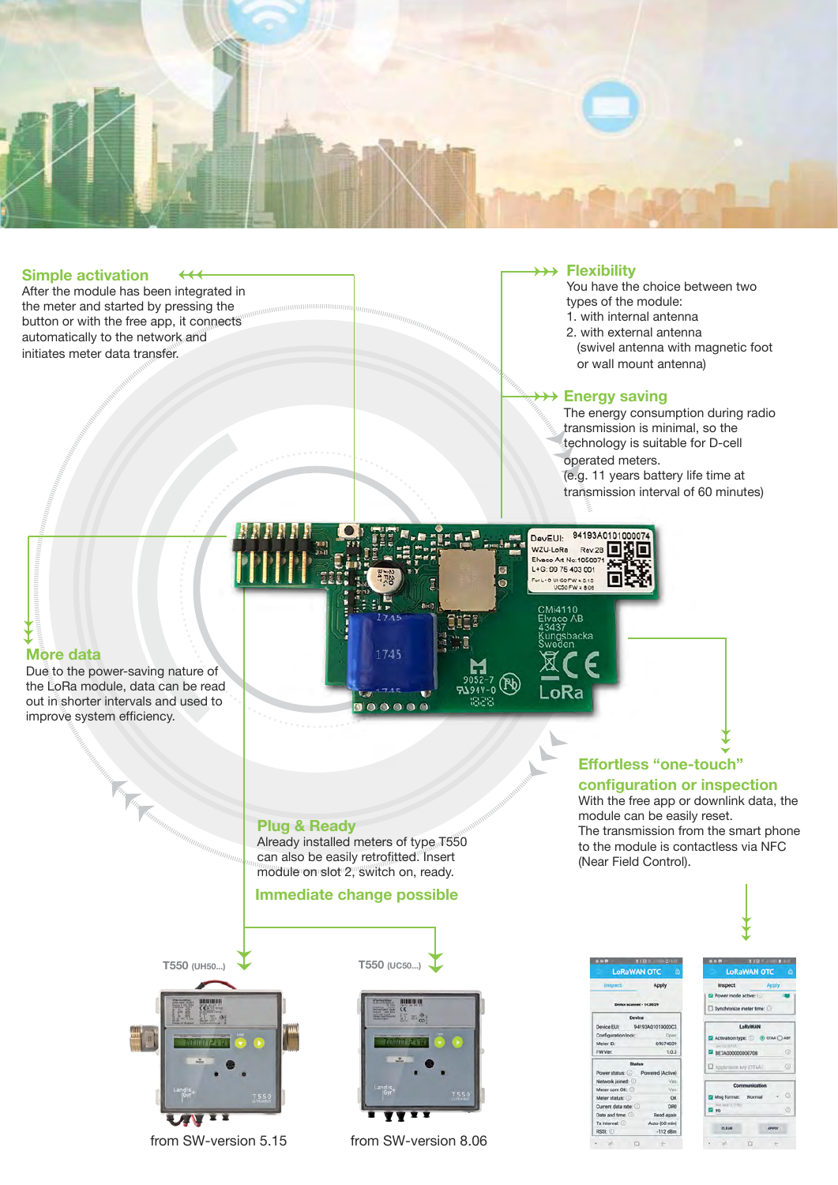## Simple activation

After the module has been integrated in the meter and started by pressing the button or with the free app, it connects automatically to the network and initiates meter data transfer.

## Flexibility

You have the choice between two types of the module:

1. with internal antenna
2. with external antenna (swivel antenna with magnetic foot or wall mount antenna)

## Energy saving

The energy consumption during radio transmission is minimal, so the technology is suitable for D-cell operated meters. (e.g. 11 years battery life time at transmission interval of 60 minutes)

## More data

Due to the power-saving nature of the LoRa module, data can be read out in shorter intervals and used to improve system efficiency.

## Effortless "one-touch" configuration or inspection

With the free app or downlink data, the module can be easily reset. The transmission from the smart phone to the module is contactless via NFC (Near Field Control).

## Plug & Ready

Already installed meters of type T550 can also be easily retrofitted. Insert module on slot 2, switch on, ready.

## Immediate change possible

T550 (UH50...)

from SW-version 5.15

T550 (UC50...)

from SW-version 8.06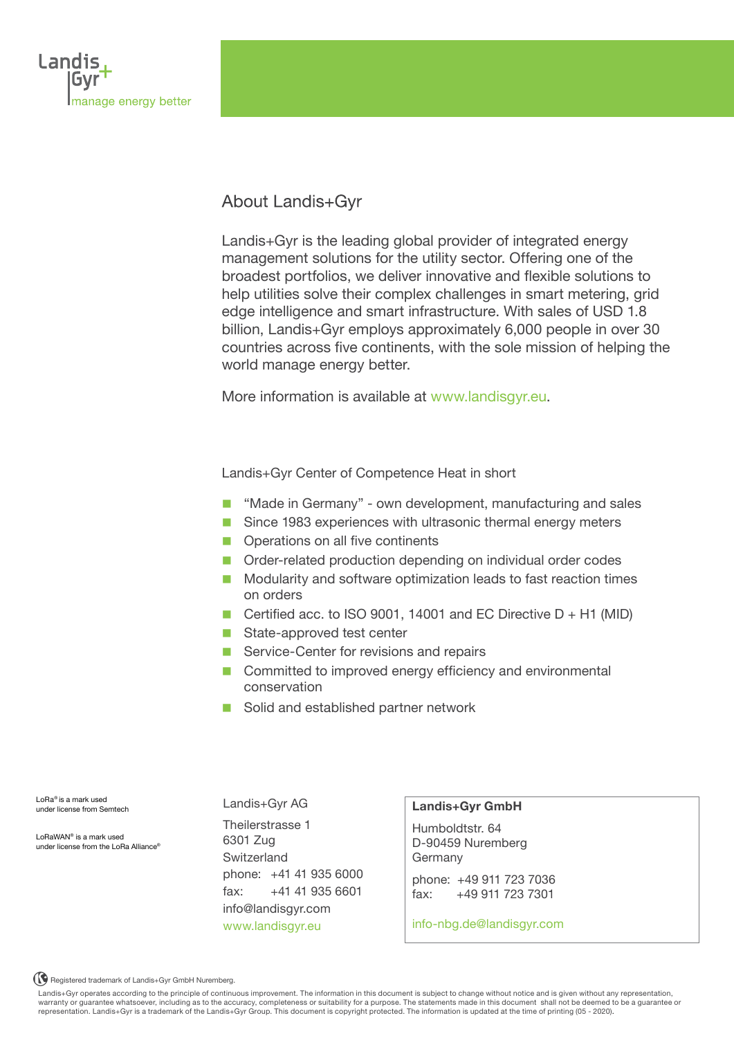Landis+Gyr
manage energy better

## About Landis+Gyr

Landis+Gyr is the leading global provider of integrated energy management solutions for the utility sector. Offering one of the broadest portfolios, we deliver innovative and flexible solutions to help utilities solve their complex challenges in smart metering, grid edge intelligence and smart infrastructure. With sales of USD 1.8 billion, Landis+Gyr employs approximately 6,000 people in over 30 countries across five continents, with the sole mission of helping the world manage energy better.

More information is available at www.landisgyr.eu.

Landis+Gyr Center of Competence Heat in short

- "Made in Germany" - own development, manufacturing and sales
- Since 1983 experiences with ultrasonic thermal energy meters
- Operations on all five continents
- Order-related production depending on individual order codes
- Modularity and software optimization leads to fast reaction times on orders
- Certified acc. to ISO 9001, 14001 and EC Directive D + H1 (MID)
- State-approved test center
- Service-Center for revisions and repairs
- Committed to improved energy efficiency and environmental conservation
- Solid and established partner network

LoRa® is a mark used under license from Semtech

LoRaWAN® is a mark used under license from the LoRa Alliance®

Landis+Gyr AG
Theilerstrasse 1
6301 Zug
Switzerland
phone: +41 41 935 6000
fax: +41 41 935 6601
info@landisgyr.com
www.landisgyr.eu

**Landis+Gyr GmbH**
Humboldtstr. 64
D-90459 Nuremberg
Germany
phone: +49 911 723 7036
fax: +49 911 723 7301
info-nbg.de@landisgyr.com

Registered trademark of Landis+Gyr GmbH Nuremberg.

Landis+Gyr operates according to the principle of continuous improvement. The information in this document is subject to change without notice and is given without any representation, warranty or guarantee whatsoever, including as to the accuracy, completeness or suitability for a purpose. The statements made in this document shall not be deemed to be a guarantee or representation. Landis+Gyr is a trademark of the Landis+Gyr Group. This document is copyright protected. The information is updated at the time of printing (05 - 2020).